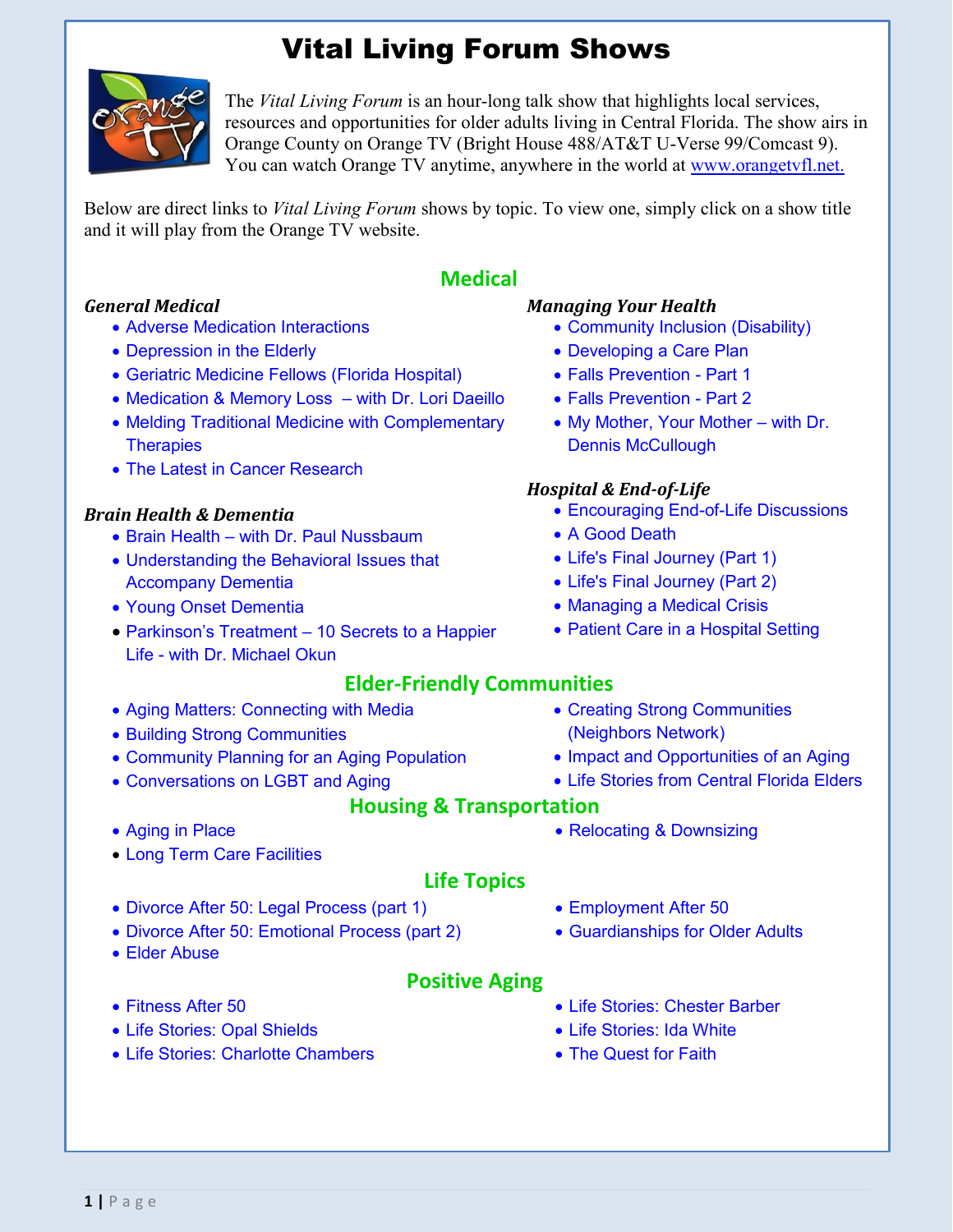# Vital Living Forum Shows

The *Vital Living Forum* is an hour-long talk show that highlights local services, resources and opportunities for older adults living in Central Florida. The show airs in Orange County on Orange TV (Bright House 488/AT&T U-Verse 99/Comcast 9). You can watch Orange TV anytime, anywhere in the world at www.orangetvfl.net.

Below are direct links to *Vital Living Forum* shows by topic. To view one, simply click on a show title and it will play from the Orange TV website.

## Medical

### *General Medical*

- Adverse Medication Interactions
- Depression in the Elderly
- Geriatric Medicine Fellows (Florida Hospital)
- Medication & Memory Loss – with Dr. Lori Daeillo
- Melding Traditional Medicine with Complementary Therapies
- The Latest in Cancer Research

### *Brain Health & Dementia*

- Brain Health – with Dr. Paul Nussbaum
- Understanding the Behavioral Issues that Accompany Dementia
- Young Onset Dementia
- Parkinson's Treatment – 10 Secrets to a Happier Life - with Dr. Michael Okun

### *Managing Your Health*

- Community Inclusion (Disability)
- Developing a Care Plan
- Falls Prevention - Part 1
- Falls Prevention - Part 2
- My Mother, Your Mother – with Dr. Dennis McCullough

### *Hospital & End-of-Life*

- Encouraging End-of-Life Discussions
- A Good Death
- Life's Final Journey (Part 1)
- Life's Final Journey (Part 2)
- Managing a Medical Crisis
- Patient Care in a Hospital Setting

## Elder-Friendly Communities

- Aging Matters: Connecting with Media
- Building Strong Communities
- Community Planning for an Aging Population
- Conversations on LGBT and Aging
- Creating Strong Communities (Neighbors Network)
- Impact and Opportunities of an Aging
- Life Stories from Central Florida Elders

## Housing & Transportation

- Aging in Place
- Long Term Care Facilities
- Relocating & Downsizing

## Life Topics

- Divorce After 50: Legal Process (part 1)
- Divorce After 50: Emotional Process (part 2)
- Elder Abuse
- Employment After 50
- Guardianships for Older Adults

## Positive Aging

- Fitness After 50
- Life Stories: Opal Shields
- Life Stories: Charlotte Chambers
- Life Stories: Chester Barber
- Life Stories: Ida White
- The Quest for Faith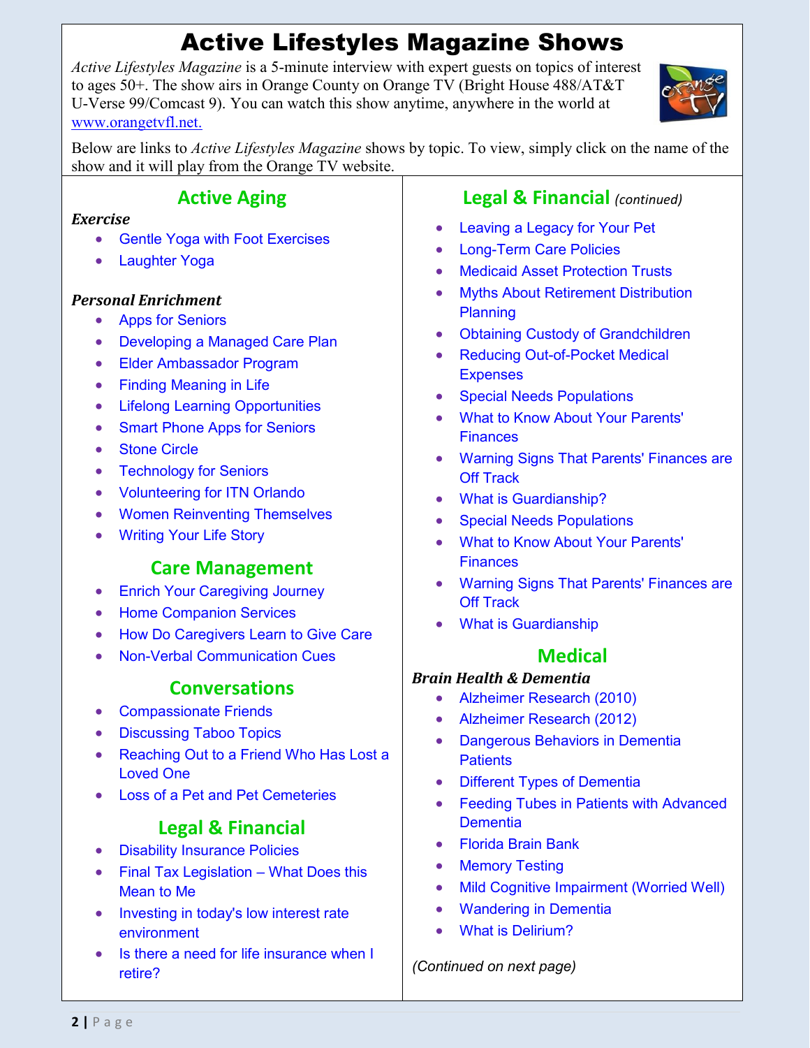# Active Lifestyles Magazine Shows

*Active Lifestyles Magazine* is a 5-minute interview with expert guests on topics of interest to ages 50+. The show airs in Orange County on Orange TV (Bright House 488/AT&T U-Verse 99/Comcast 9). You can watch this show anytime, anywhere in the world at www.orangetvfl.net.

Below are links to *Active Lifestyles Magazine* shows by topic. To view, simply click on the name of the show and it will play from the Orange TV website.

## Active Aging

***Exercise***

- Gentle Yoga with Foot Exercises
- Laughter Yoga

***Personal Enrichment***

- Apps for Seniors
- Developing a Managed Care Plan
- Elder Ambassador Program
- Finding Meaning in Life
- Lifelong Learning Opportunities
- Smart Phone Apps for Seniors
- Stone Circle
- Technology for Seniors
- Volunteering for ITN Orlando
- Women Reinventing Themselves
- Writing Your Life Story

## Care Management

- Enrich Your Caregiving Journey
- Home Companion Services
- How Do Caregivers Learn to Give Care
- Non-Verbal Communication Cues

## Conversations

- Compassionate Friends
- Discussing Taboo Topics
- Reaching Out to a Friend Who Has Lost a Loved One
- Loss of a Pet and Pet Cemeteries

## Legal & Financial

- Disability Insurance Policies
- Final Tax Legislation – What Does this Mean to Me
- Investing in today's low interest rate environment
- Is there a need for life insurance when I retire?

## Legal & Financial *(continued)*

- Leaving a Legacy for Your Pet
- Long-Term Care Policies
- Medicaid Asset Protection Trusts
- Myths About Retirement Distribution Planning
- Obtaining Custody of Grandchildren
- Reducing Out-of-Pocket Medical Expenses
- Special Needs Populations
- What to Know About Your Parents' Finances
- Warning Signs That Parents' Finances are Off Track
- What is Guardianship?
- Special Needs Populations
- What to Know About Your Parents' Finances
- Warning Signs That Parents' Finances are Off Track
- What is Guardianship

## Medical

***Brain Health & Dementia***

- Alzheimer Research (2010)
- Alzheimer Research (2012)
- Dangerous Behaviors in Dementia Patients
- Different Types of Dementia
- Feeding Tubes in Patients with Advanced Dementia
- Florida Brain Bank
- Memory Testing
- Mild Cognitive Impairment (Worried Well)
- Wandering in Dementia
- What is Delirium?

*(Continued on next page)*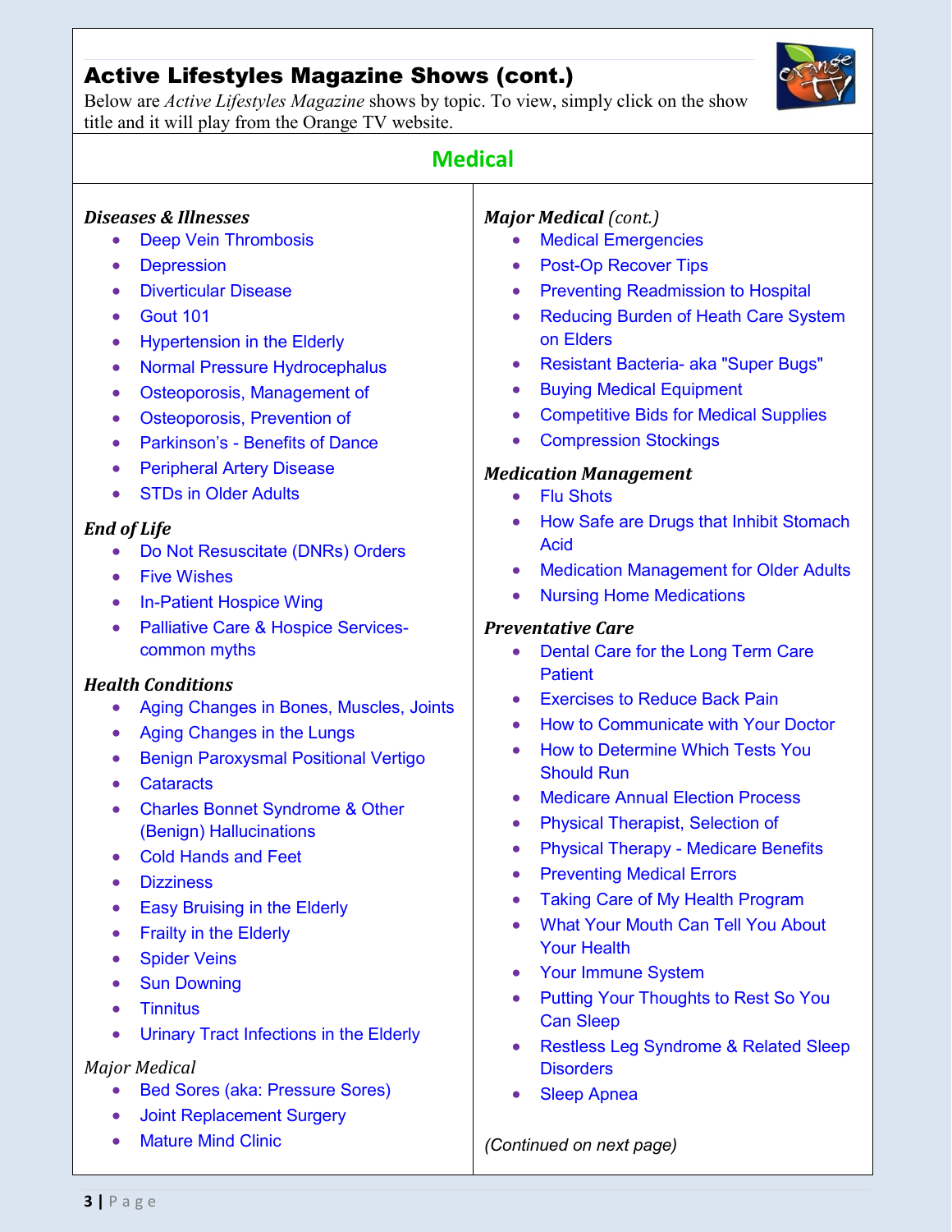## Active Lifestyles Magazine Shows (cont.)

Below are *Active Lifestyles Magazine* shows by topic. To view, simply click on the show title and it will play from the Orange TV website.

## Medical

***Diseases & Illnesses***

- Deep Vein Thrombosis
- Depression
- Diverticular Disease
- Gout 101
- Hypertension in the Elderly
- Normal Pressure Hydrocephalus
- Osteoporosis, Management of
- Osteoporosis, Prevention of
- Parkinson's - Benefits of Dance
- Peripheral Artery Disease
- STDs in Older Adults

***End of Life***

- Do Not Resuscitate (DNRs) Orders
- Five Wishes
- In-Patient Hospice Wing
- Palliative Care & Hospice Services- common myths

***Health Conditions***

- Aging Changes in Bones, Muscles, Joints
- Aging Changes in the Lungs
- Benign Paroxysmal Positional Vertigo
- Cataracts
- Charles Bonnet Syndrome & Other (Benign) Hallucinations
- Cold Hands and Feet
- Dizziness
- Easy Bruising in the Elderly
- Frailty in the Elderly
- Spider Veins
- Sun Downing
- Tinnitus
- Urinary Tract Infections in the Elderly

*Major Medical*

- Bed Sores (aka: Pressure Sores)
- Joint Replacement Surgery
- Mature Mind Clinic

***Major Medical*** *(cont.)*

- Medical Emergencies
- Post-Op Recover Tips
- Preventing Readmission to Hospital
- Reducing Burden of Heath Care System on Elders
- Resistant Bacteria- aka "Super Bugs"
- Buying Medical Equipment
- Competitive Bids for Medical Supplies
- Compression Stockings

***Medication Management***

- Flu Shots
- How Safe are Drugs that Inhibit Stomach Acid
- Medication Management for Older Adults
- Nursing Home Medications

***Preventative Care***

- Dental Care for the Long Term Care Patient
- Exercises to Reduce Back Pain
- How to Communicate with Your Doctor
- How to Determine Which Tests You Should Run
- Medicare Annual Election Process
- Physical Therapist, Selection of
- Physical Therapy - Medicare Benefits
- Preventing Medical Errors
- Taking Care of My Health Program
- What Your Mouth Can Tell You About Your Health
- Your Immune System
- Putting Your Thoughts to Rest So You Can Sleep
- Restless Leg Syndrome & Related Sleep Disorders
- Sleep Apnea

*(Continued on next page)*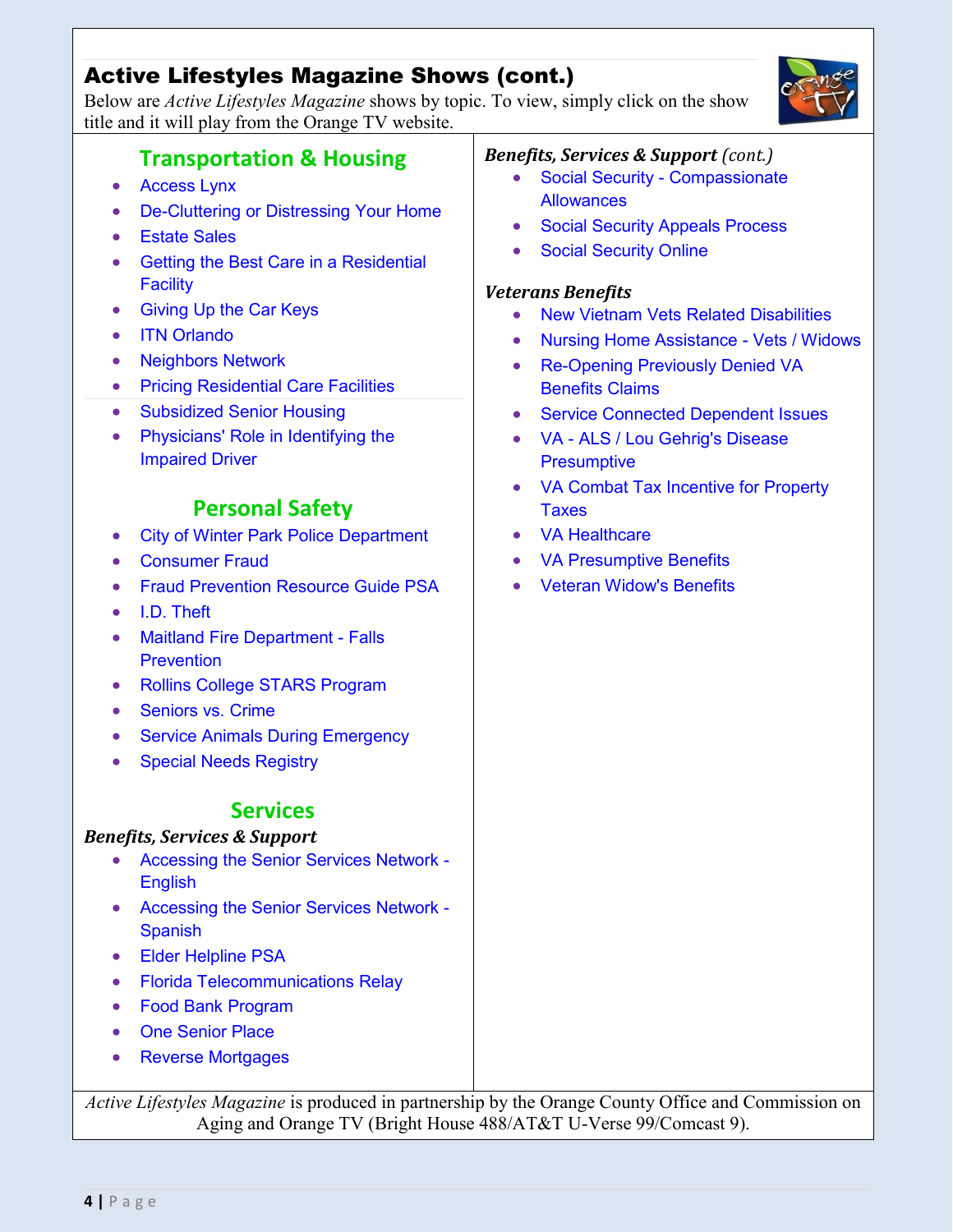# Active Lifestyles Magazine Shows (cont.)

Below are *Active Lifestyles Magazine* shows by topic. To view, simply click on the show title and it will play from the Orange TV website.

## Transportation & Housing

- Access Lynx
- De-Cluttering or Distressing Your Home
- Estate Sales
- Getting the Best Care in a Residential Facility
- Giving Up the Car Keys
- ITN Orlando
- Neighbors Network
- Pricing Residential Care Facilities
- Subsidized Senior Housing
- Physicians' Role in Identifying the Impaired Driver

## Personal Safety

- City of Winter Park Police Department
- Consumer Fraud
- Fraud Prevention Resource Guide PSA
- I.D. Theft
- Maitland Fire Department - Falls Prevention
- Rollins College STARS Program
- Seniors vs. Crime
- Service Animals During Emergency
- Special Needs Registry

## Services

***Benefits, Services & Support***

- Accessing the Senior Services Network - English
- Accessing the Senior Services Network - Spanish
- Elder Helpline PSA
- Florida Telecommunications Relay
- Food Bank Program
- One Senior Place
- Reverse Mortgages

***Benefits, Services & Support*** *(cont.)*

- Social Security - Compassionate Allowances
- Social Security Appeals Process
- Social Security Online

***Veterans Benefits***

- New Vietnam Vets Related Disabilities
- Nursing Home Assistance - Vets / Widows
- Re-Opening Previously Denied VA Benefits Claims
- Service Connected Dependent Issues
- VA - ALS / Lou Gehrig's Disease Presumptive
- VA Combat Tax Incentive for Property Taxes
- VA Healthcare
- VA Presumptive Benefits
- Veteran Widow's Benefits

*Active Lifestyles Magazine* is produced in partnership by the Orange County Office and Commission on Aging and Orange TV (Bright House 488/AT&T U-Verse 99/Comcast 9).